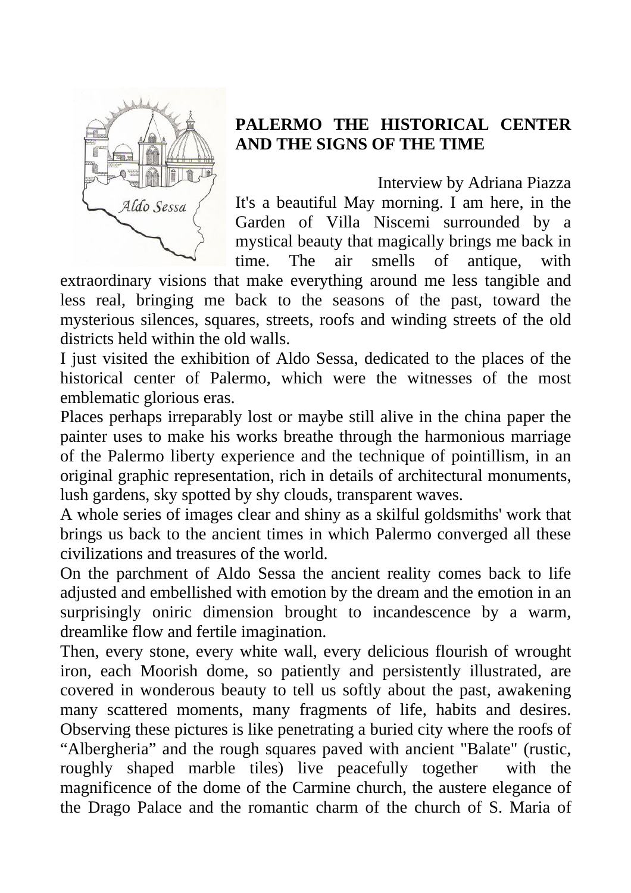# PALERMO THE HISTORICAL CENTER AND THE SIGNS OF THE TIME

Interview by Adriana Piazza

It's a beautiful May morning. I am here, in the Garden of Villa Niscemi surrounded by a mystical beauty that magically brings me back in time. The air smells of antique, with extraordinary visions that make everything around me less tangible and less real, bringing me back to the seasons of the past, toward the mysterious silences, squares, streets, roofs and winding streets of the old districts held within the old walls.

I just visited the exhibition of Aldo Sessa, dedicated to the places of the historical center of Palermo, which were the witnesses of the most emblematic glorious eras.

Places perhaps irreparably lost or maybe still alive in the china paper the painter uses to make his works breathe through the harmonious marriage of the Palermo liberty experience and the technique of pointillism, in an original graphic representation, rich in details of architectural monuments, lush gardens, sky spotted by shy clouds, transparent waves.

A whole series of images clear and shiny as a skilful goldsmiths' work that brings us back to the ancient times in which Palermo converged all these civilizations and treasures of the world.

On the parchment of Aldo Sessa the ancient reality comes back to life adjusted and embellished with emotion by the dream and the emotion in an surprisingly oniric dimension brought to incandescence by a warm, dreamlike flow and fertile imagination.

Then, every stone, every white wall, every delicious flourish of wrought iron, each Moorish dome, so patiently and persistently illustrated, are covered in wonderous beauty to tell us softly about the past, awakening many scattered moments, many fragments of life, habits and desires. Observing these pictures is like penetrating a buried city where the roofs of "Albergheria" and the rough squares paved with ancient "Balate" (rustic, roughly shaped marble tiles) live peacefully together with the magnificence of the dome of the Carmine church, the austere elegance of the Drago Palace and the romantic charm of the church of S. Maria of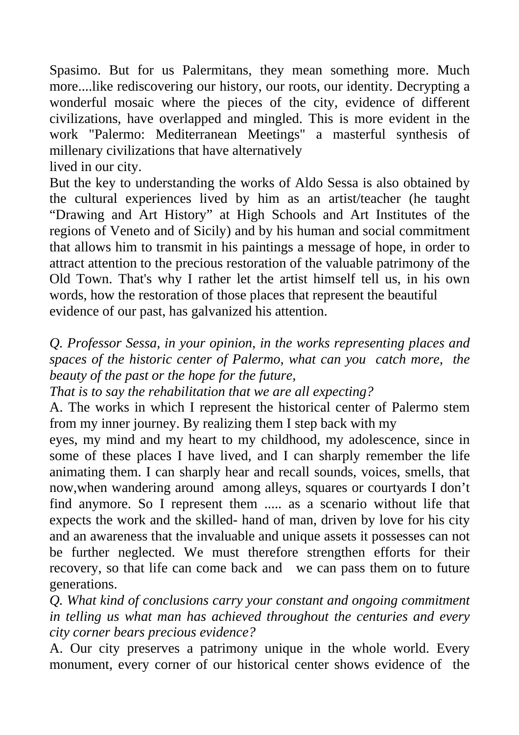Spasimo. But for us Palermitans, they mean something more. Much more....like rediscovering our history, our roots, our identity. Decrypting a wonderful mosaic where the pieces of the city, evidence of different civilizations, have overlapped and mingled. This is more evident in the work "Palermo: Mediterranean Meetings" a masterful synthesis of millenary civilizations that have alternatively lived in our city.

But the key to understanding the works of Aldo Sessa is also obtained by the cultural experiences lived by him as an artist/teacher (he taught "Drawing and Art History" at High Schools and Art Institutes of the regions of Veneto and of Sicily) and by his human and social commitment that allows him to transmit in his paintings a message of hope, in order to attract attention to the precious restoration of the valuable patrimony of the Old Town. That's why I rather let the artist himself tell us, in his own words, how the restoration of those places that represent the beautiful evidence of our past, has galvanized his attention.

*Q. Professor Sessa, in your opinion, in the works representing places and spaces of the historic center of Palermo, what can you catch more, the beauty of the past or the hope for the future, That is to say the rehabilitation that we are all expecting?*

A. The works in which I represent the historical center of Palermo stem from my inner journey. By realizing them I step back with my eyes, my mind and my heart to my childhood, my adolescence, since in some of these places I have lived, and I can sharply remember the life animating them. I can sharply hear and recall sounds, voices, smells, that now,when wandering around among alleys, squares or courtyards I don't find anymore. So I represent them ..... as a scenario without life that expects the work and the skilled- hand of man, driven by love for his city and an awareness that the invaluable and unique assets it possesses can not be further neglected. We must therefore strengthen efforts for their recovery, so that life can come back and we can pass them on to future generations.

*Q. What kind of conclusions carry your constant and ongoing commitment in telling us what man has achieved throughout the centuries and every city corner bears precious evidence?*

A. Our city preserves a patrimony unique in the whole world. Every monument, every corner of our historical center shows evidence of the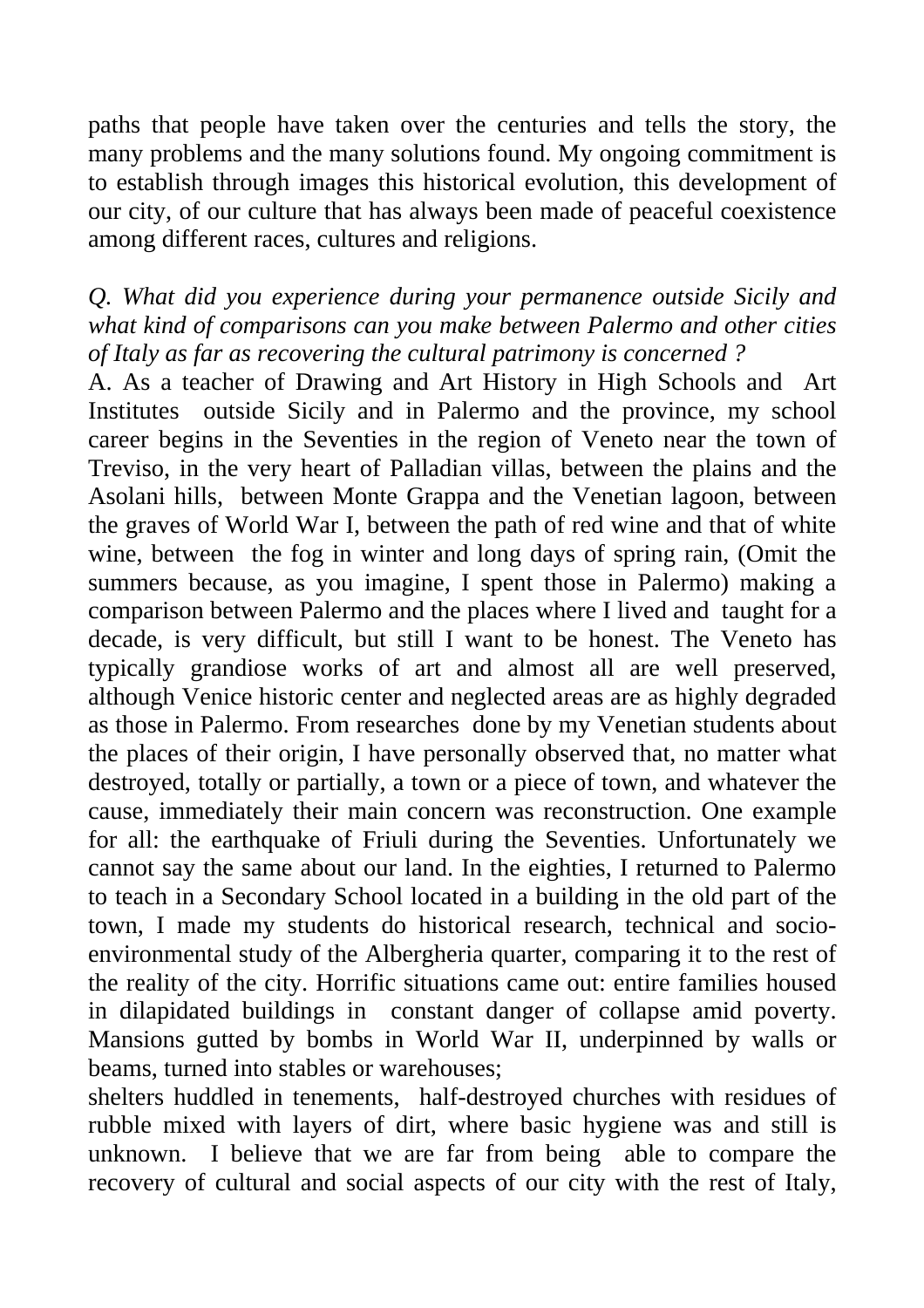paths that people have taken over the centuries and tells the story, the many problems and the many solutions found. My ongoing commitment is to establish through images this historical evolution, this development of our city, of our culture that has always been made of peaceful coexistence among different races, cultures and religions.

*Q. What did you experience during your permanence outside Sicily and what kind of comparisons can you make between Palermo and other cities of Italy as far as recovering the cultural patrimony is concerned ?*

A. As a teacher of Drawing and Art History in High Schools and Art Institutes outside Sicily and in Palermo and the province, my school career begins in the Seventies in the region of Veneto near the town of Treviso, in the very heart of Palladian villas, between the plains and the Asolani hills, between Monte Grappa and the Venetian lagoon, between the graves of World War I, between the path of red wine and that of white wine, between the fog in winter and long days of spring rain, (Omit the summers because, as you imagine, I spent those in Palermo) making a comparison between Palermo and the places where I lived and taught for a decade, is very difficult, but still I want to be honest. The Veneto has typically grandiose works of art and almost all are well preserved, although Venice historic center and neglected areas are as highly degraded as those in Palermo. From researches done by my Venetian students about the places of their origin, I have personally observed that, no matter what destroyed, totally or partially, a town or a piece of town, and whatever the cause, immediately their main concern was reconstruction. One example for all: the earthquake of Friuli during the Seventies. Unfortunately we cannot say the same about our land. In the eighties, I returned to Palermo to teach in a Secondary School located in a building in the old part of the town, I made my students do historical research, technical and socio-environmental study of the Albergheria quarter, comparing it to the rest of the reality of the city. Horrific situations came out: entire families housed in dilapidated buildings in constant danger of collapse amid poverty. Mansions gutted by bombs in World War II, underpinned by walls or beams, turned into stables or warehouses;

shelters huddled in tenements, half-destroyed churches with residues of rubble mixed with layers of dirt, where basic hygiene was and still is unknown. I believe that we are far from being able to compare the recovery of cultural and social aspects of our city with the rest of Italy,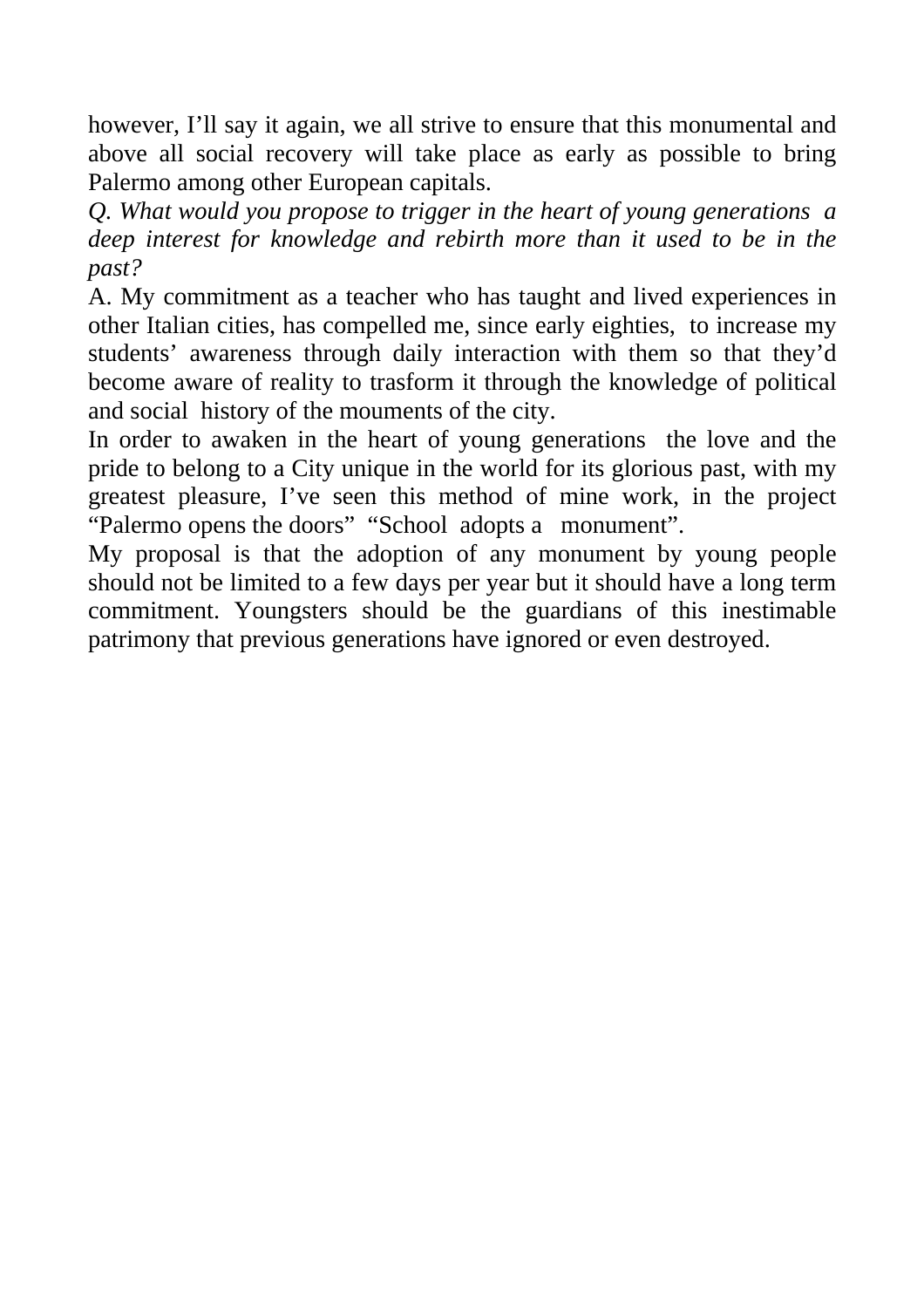however, I’ll say it again, we all strive to ensure that this monumental and above all social recovery will take place as early as possible to bring Palermo among other European capitals.

*Q. What would you propose to trigger in the heart of young generations a deep interest for knowledge and rebirth more than it used to be in the past?*

A. My commitment as a teacher who has taught and lived experiences in other Italian cities, has compelled me, since early eighties, to increase my students’ awareness through daily interaction with them so that they’d become aware of reality to trasform it through the knowledge of political and social history of the mouments of the city.

In order to awaken in the heart of young generations the love and the pride to belong to a City unique in the world for its glorious past, with my greatest pleasure, I’ve seen this method of mine work, in the project “Palermo opens the doors” “School adopts a monument”.

My proposal is that the adoption of any monument by young people should not be limited to a few days per year but it should have a long term commitment. Youngsters should be the guardians of this inestimable patrimony that previous generations have ignored or even destroyed.